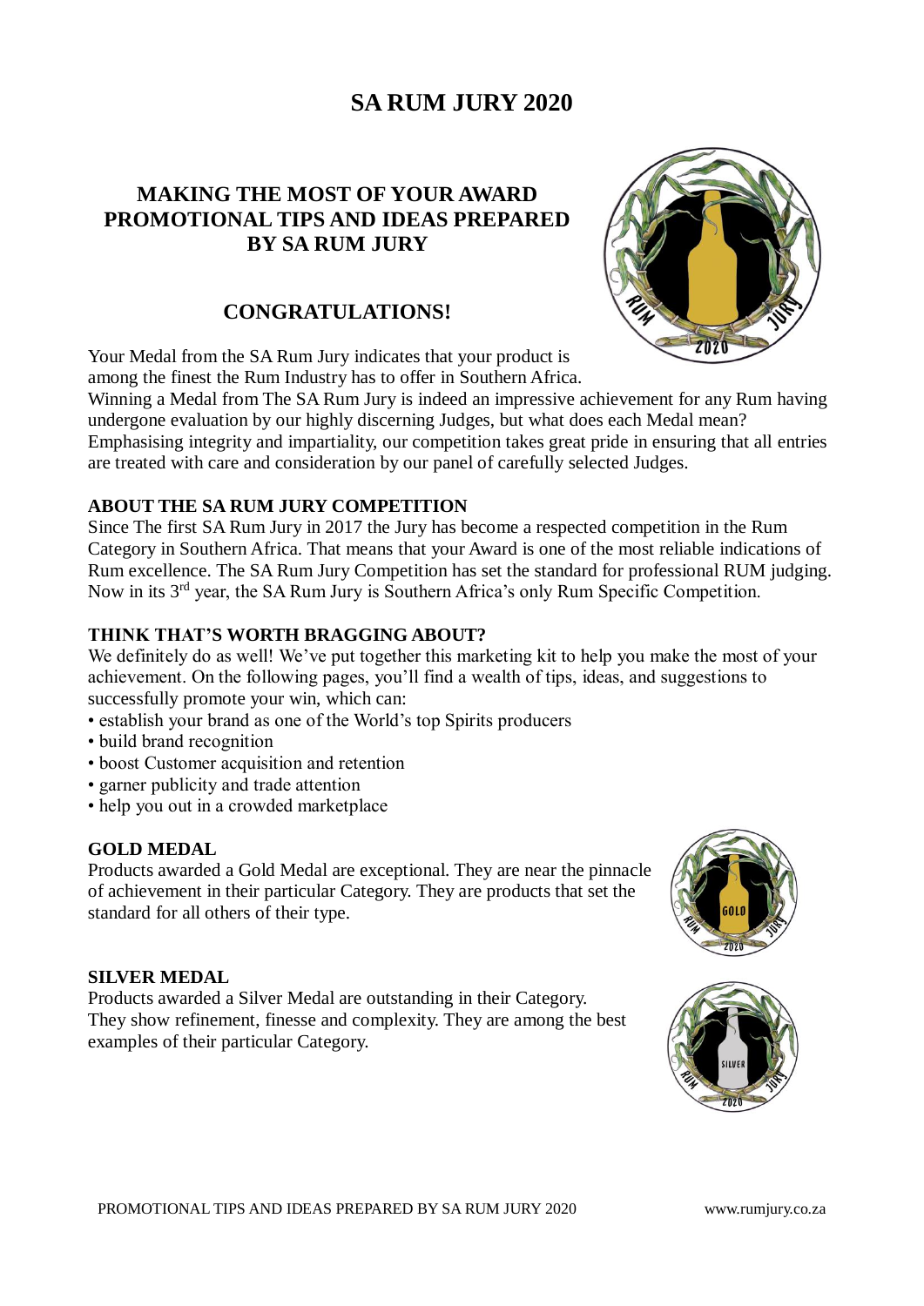# SA RUM JURY 2020

## MAKING THE MOST OF YOUR AWARD PROMOTIONAL TIPS AND IDEAS PREPARED BY SA RUM JURY

## CONGRATULATIONS!

Your Medal from the SA Rum Jury indicates that your product is among the finest the Rum Industry has to offer in Southern Africa. Winning a Medal from The SA Rum Jury is indeed an impressive achievement for any Rum having undergone evaluation by our highly discerning Judges, but what does each Medal mean? Emphasising integrity and impartiality, our competition takes great pride in ensuring that all entries are treated with care and consideration by our panel of carefully selected Judges.

### ABOUT THE SA RUM JURY COMPETITION

Since The first SA Rum Jury in 2017 the Jury has become a respected competition in the Rum Category in Southern Africa. That means that your Award is one of the most reliable indications of Rum excellence. The SA Rum Jury Competition has set the standard for professional RUM judging. Now in its 3rd year, the SA Rum Jury is Southern Africa's only Rum Specific Competition.

### THINK THAT'S WORTH BRAGGING ABOUT?

We definitely do as well! We've put together this marketing kit to help you make the most of your achievement. On the following pages, you'll find a wealth of tips, ideas, and suggestions to successfully promote your win, which can:

- establish your brand as one of the World's top Spirits producers
- build brand recognition
- boost Customer acquisition and retention
- garner publicity and trade attention
- help you out in a crowded marketplace

### GOLD MEDAL

Products awarded a Gold Medal are exceptional. They are near the pinnacle of achievement in their particular Category. They are products that set the standard for all others of their type.

### SILVER MEDAL

Products awarded a Silver Medal are outstanding in their Category. They show refinement, finesse and complexity. They are among the best examples of their particular Category.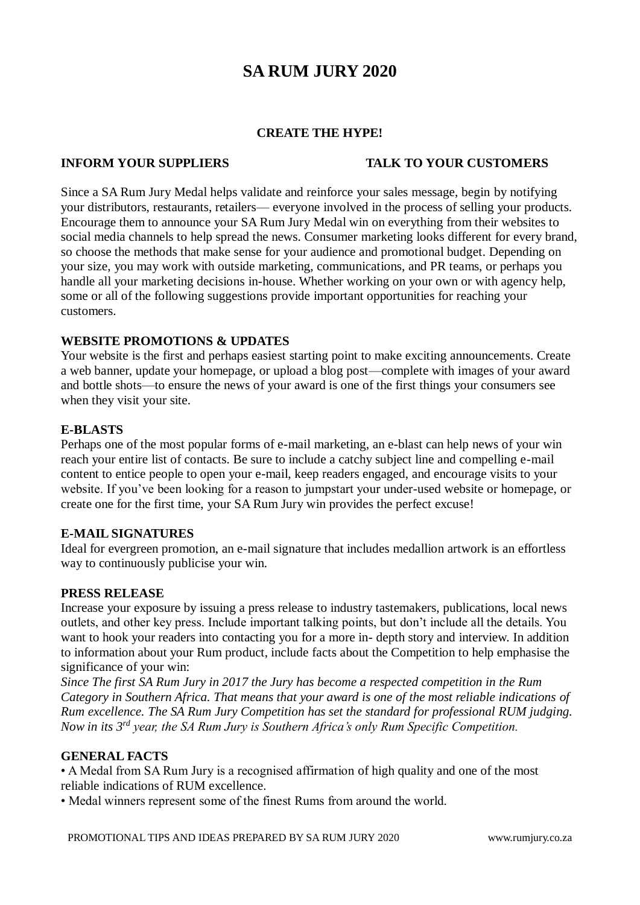# SA RUM JURY 2020

## CREATE THE HYPE!

**INFORM YOUR SUPPLIERS**

**TALK TO YOUR CUSTOMERS**

Since a SA Rum Jury Medal helps validate and reinforce your sales message, begin by notifying your distributors, restaurants, retailers— everyone involved in the process of selling your products. Encourage them to announce your SA Rum Jury Medal win on everything from their websites to social media channels to help spread the news. Consumer marketing looks different for every brand, so choose the methods that make sense for your audience and promotional budget. Depending on your size, you may work with outside marketing, communications, and PR teams, or perhaps you handle all your marketing decisions in-house. Whether working on your own or with agency help, some or all of the following suggestions provide important opportunities for reaching your customers.

**WEBSITE PROMOTIONS & UPDATES**

Your website is the first and perhaps easiest starting point to make exciting announcements. Create a web banner, update your homepage, or upload a blog post—complete with images of your award and bottle shots—to ensure the news of your award is one of the first things your consumers see when they visit your site.

**E-BLASTS**

Perhaps one of the most popular forms of e-mail marketing, an e-blast can help news of your win reach your entire list of contacts. Be sure to include a catchy subject line and compelling e-mail content to entice people to open your e-mail, keep readers engaged, and encourage visits to your website. If you've been looking for a reason to jumpstart your under-used website or homepage, or create one for the first time, your SA Rum Jury win provides the perfect excuse!

**E-MAIL SIGNATURES**

Ideal for evergreen promotion, an e-mail signature that includes medallion artwork is an effortless way to continuously publicise your win.

**PRESS RELEASE**

Increase your exposure by issuing a press release to industry tastemakers, publications, local news outlets, and other key press. Include important talking points, but don't include all the details. You want to hook your readers into contacting you for a more in- depth story and interview. In addition to information about your Rum product, include facts about the Competition to help emphasise the significance of your win:

*Since The first SA Rum Jury in 2017 the Jury has become a respected competition in the Rum Category in Southern Africa. That means that your award is one of the most reliable indications of Rum excellence. The SA Rum Jury Competition has set the standard for professional RUM judging. Now in its 3rd year, the SA Rum Jury is Southern Africa's only Rum Specific Competition.*

**GENERAL FACTS**

- A Medal from SA Rum Jury is a recognised affirmation of high quality and one of the most reliable indications of RUM excellence.
- Medal winners represent some of the finest Rums from around the world.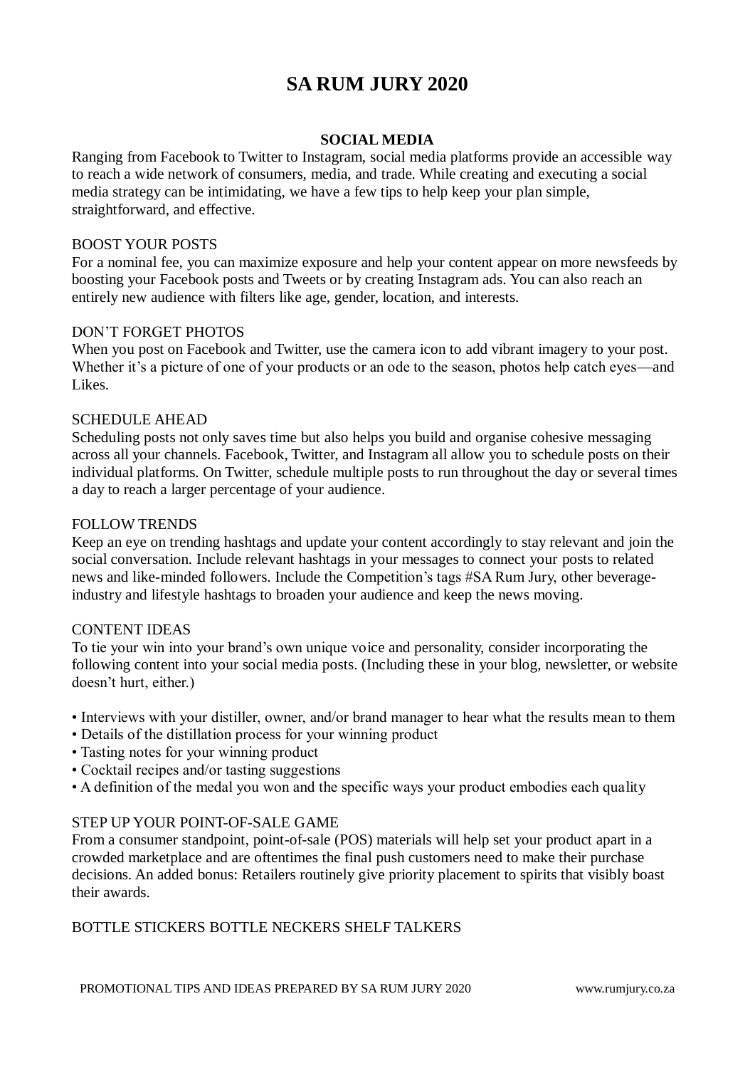# SA RUM JURY 2020

## SOCIAL MEDIA

Ranging from Facebook to Twitter to Instagram, social media platforms provide an accessible way to reach a wide network of consumers, media, and trade. While creating and executing a social media strategy can be intimidating, we have a few tips to help keep your plan simple, straightforward, and effective.

### BOOST YOUR POSTS

For a nominal fee, you can maximize exposure and help your content appear on more newsfeeds by boosting your Facebook posts and Tweets or by creating Instagram ads. You can also reach an entirely new audience with filters like age, gender, location, and interests.

### DON'T FORGET PHOTOS

When you post on Facebook and Twitter, use the camera icon to add vibrant imagery to your post. Whether it's a picture of one of your products or an ode to the season, photos help catch eyes—and Likes.

### SCHEDULE AHEAD

Scheduling posts not only saves time but also helps you build and organise cohesive messaging across all your channels. Facebook, Twitter, and Instagram all allow you to schedule posts on their individual platforms. On Twitter, schedule multiple posts to run throughout the day or several times a day to reach a larger percentage of your audience.

### FOLLOW TRENDS

Keep an eye on trending hashtags and update your content accordingly to stay relevant and join the social conversation. Include relevant hashtags in your messages to connect your posts to related news and like-minded followers. Include the Competition's tags #SA Rum Jury, other beverage-industry and lifestyle hashtags to broaden your audience and keep the news moving.

### CONTENT IDEAS

To tie your win into your brand's own unique voice and personality, consider incorporating the following content into your social media posts. (Including these in your blog, newsletter, or website doesn't hurt, either.)

- Interviews with your distiller, owner, and/or brand manager to hear what the results mean to them
- Details of the distillation process for your winning product
- Tasting notes for your winning product
- Cocktail recipes and/or tasting suggestions
- A definition of the medal you won and the specific ways your product embodies each quality

### STEP UP YOUR POINT-OF-SALE GAME

From a consumer standpoint, point-of-sale (POS) materials will help set your product apart in a crowded marketplace and are oftentimes the final push customers need to make their purchase decisions. An added bonus: Retailers routinely give priority placement to spirits that visibly boast their awards.

BOTTLE STICKERS BOTTLE NECKERS SHELF TALKERS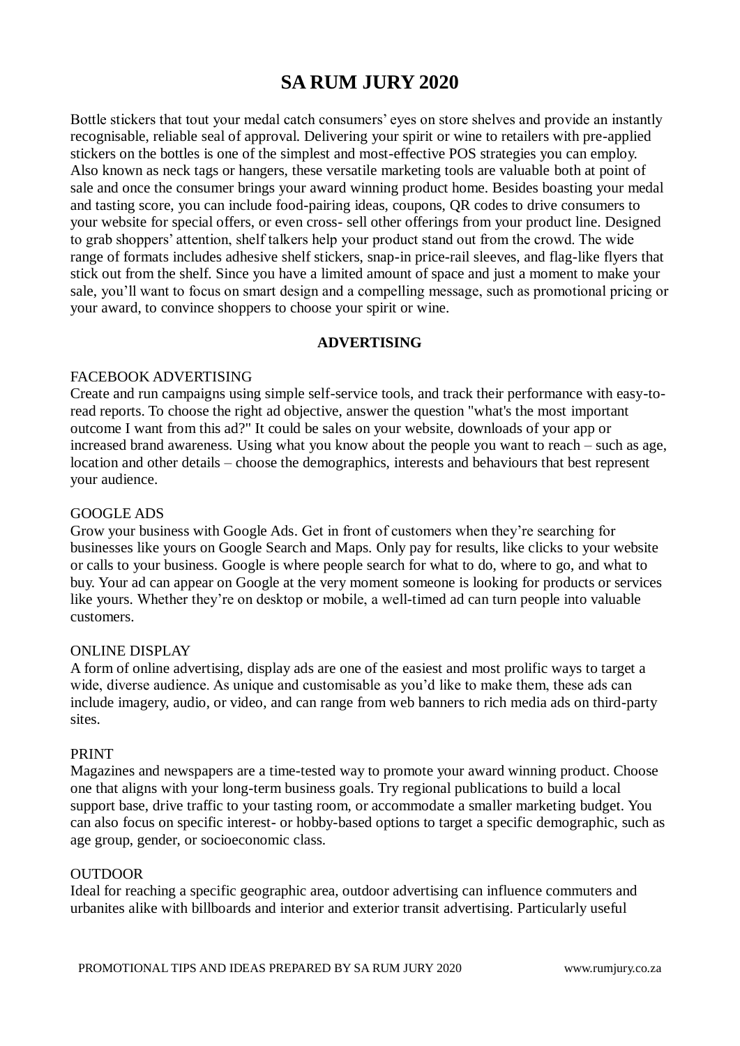# SA RUM JURY 2020

Bottle stickers that tout your medal catch consumers' eyes on store shelves and provide an instantly recognisable, reliable seal of approval. Delivering your spirit or wine to retailers with pre-applied stickers on the bottles is one of the simplest and most-effective POS strategies you can employ. Also known as neck tags or hangers, these versatile marketing tools are valuable both at point of sale and once the consumer brings your award winning product home. Besides boasting your medal and tasting score, you can include food-pairing ideas, coupons, QR codes to drive consumers to your website for special offers, or even cross- sell other offerings from your product line. Designed to grab shoppers' attention, shelf talkers help your product stand out from the crowd. The wide range of formats includes adhesive shelf stickers, snap-in price-rail sleeves, and flag-like flyers that stick out from the shelf. Since you have a limited amount of space and just a moment to make your sale, you'll want to focus on smart design and a compelling message, such as promotional pricing or your award, to convince shoppers to choose your spirit or wine.

## ADVERTISING

### FACEBOOK ADVERTISING

Create and run campaigns using simple self-service tools, and track their performance with easy-to-read reports. To choose the right ad objective, answer the question "what's the most important outcome I want from this ad?" It could be sales on your website, downloads of your app or increased brand awareness. Using what you know about the people you want to reach – such as age, location and other details – choose the demographics, interests and behaviours that best represent your audience.

### GOOGLE ADS

Grow your business with Google Ads. Get in front of customers when they're searching for businesses like yours on Google Search and Maps. Only pay for results, like clicks to your website or calls to your business. Google is where people search for what to do, where to go, and what to buy. Your ad can appear on Google at the very moment someone is looking for products or services like yours. Whether they're on desktop or mobile, a well-timed ad can turn people into valuable customers.

### ONLINE DISPLAY

A form of online advertising, display ads are one of the easiest and most prolific ways to target a wide, diverse audience. As unique and customisable as you'd like to make them, these ads can include imagery, audio, or video, and can range from web banners to rich media ads on third-party sites.

### PRINT

Magazines and newspapers are a time-tested way to promote your award winning product. Choose one that aligns with your long-term business goals. Try regional publications to build a local support base, drive traffic to your tasting room, or accommodate a smaller marketing budget. You can also focus on specific interest- or hobby-based options to target a specific demographic, such as age group, gender, or socioeconomic class.

### OUTDOOR

Ideal for reaching a specific geographic area, outdoor advertising can influence commuters and urbanites alike with billboards and interior and exterior transit advertising. Particularly useful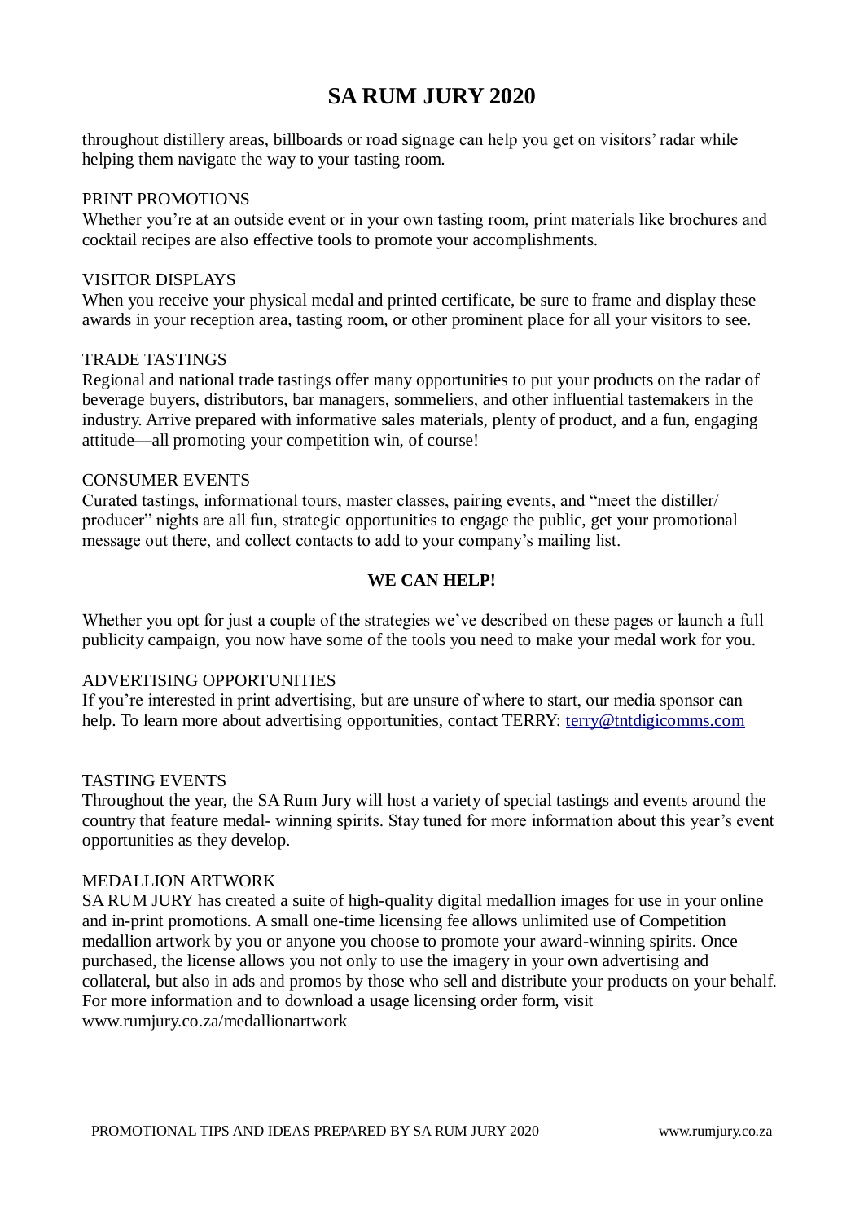# SA RUM JURY 2020

throughout distillery areas, billboards or road signage can help you get on visitors' radar while helping them navigate the way to your tasting room.

PRINT PROMOTIONS

Whether you're at an outside event or in your own tasting room, print materials like brochures and cocktail recipes are also effective tools to promote your accomplishments.

VISITOR DISPLAYS

When you receive your physical medal and printed certificate, be sure to frame and display these awards in your reception area, tasting room, or other prominent place for all your visitors to see.

TRADE TASTINGS

Regional and national trade tastings offer many opportunities to put your products on the radar of beverage buyers, distributors, bar managers, sommeliers, and other influential tastemakers in the industry. Arrive prepared with informative sales materials, plenty of product, and a fun, engaging attitude—all promoting your competition win, of course!

CONSUMER EVENTS

Curated tastings, informational tours, master classes, pairing events, and "meet the distiller/ producer" nights are all fun, strategic opportunities to engage the public, get your promotional message out there, and collect contacts to add to your company's mailing list.

**WE CAN HELP!**

Whether you opt for just a couple of the strategies we've described on these pages or launch a full publicity campaign, you now have some of the tools you need to make your medal work for you.

ADVERTISING OPPORTUNITIES

If you're interested in print advertising, but are unsure of where to start, our media sponsor can help. To learn more about advertising opportunities, contact TERRY: terry@tntdigicomms.com

TASTING EVENTS

Throughout the year, the SA Rum Jury will host a variety of special tastings and events around the country that feature medal- winning spirits. Stay tuned for more information about this year's event opportunities as they develop.

MEDALLION ARTWORK

SA RUM JURY has created a suite of high-quality digital medallion images for use in your online and in-print promotions. A small one-time licensing fee allows unlimited use of Competition medallion artwork by you or anyone you choose to promote your award-winning spirits. Once purchased, the license allows you not only to use the imagery in your own advertising and collateral, but also in ads and promos by those who sell and distribute your products on your behalf. For more information and to download a usage licensing order form, visit www.rumjury.co.za/medallionartwork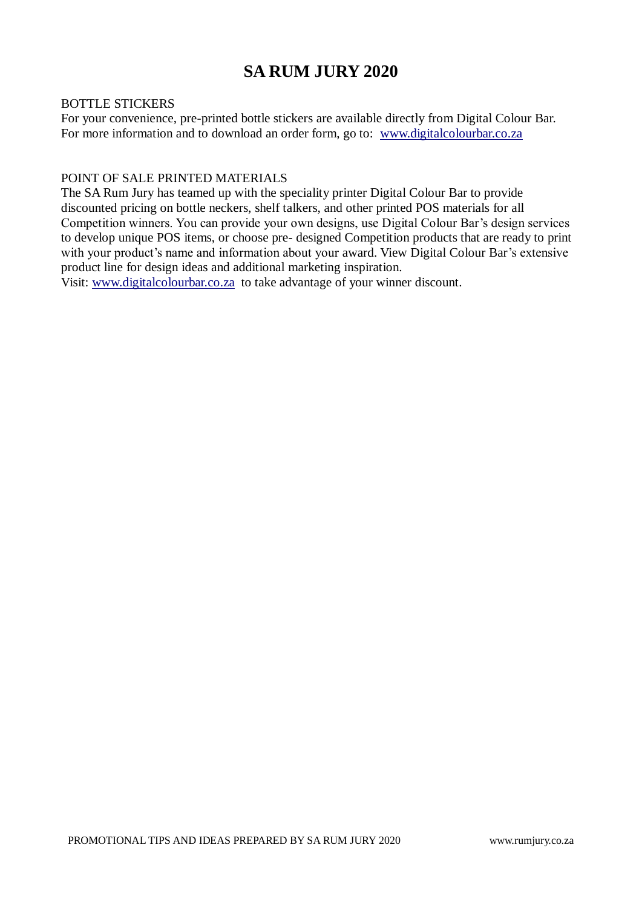# SA RUM JURY 2020

BOTTLE STICKERS

For your convenience, pre-printed bottle stickers are available directly from Digital Colour Bar. For more information and to download an order form, go to: www.digitalcolourbar.co.za

POINT OF SALE PRINTED MATERIALS

The SA Rum Jury has teamed up with the speciality printer Digital Colour Bar to provide discounted pricing on bottle neckers, shelf talkers, and other printed POS materials for all Competition winners. You can provide your own designs, use Digital Colour Bar's design services to develop unique POS items, or choose pre- designed Competition products that are ready to print with your product's name and information about your award. View Digital Colour Bar's extensive product line for design ideas and additional marketing inspiration.

Visit: www.digitalcolourbar.co.za to take advantage of your winner discount.